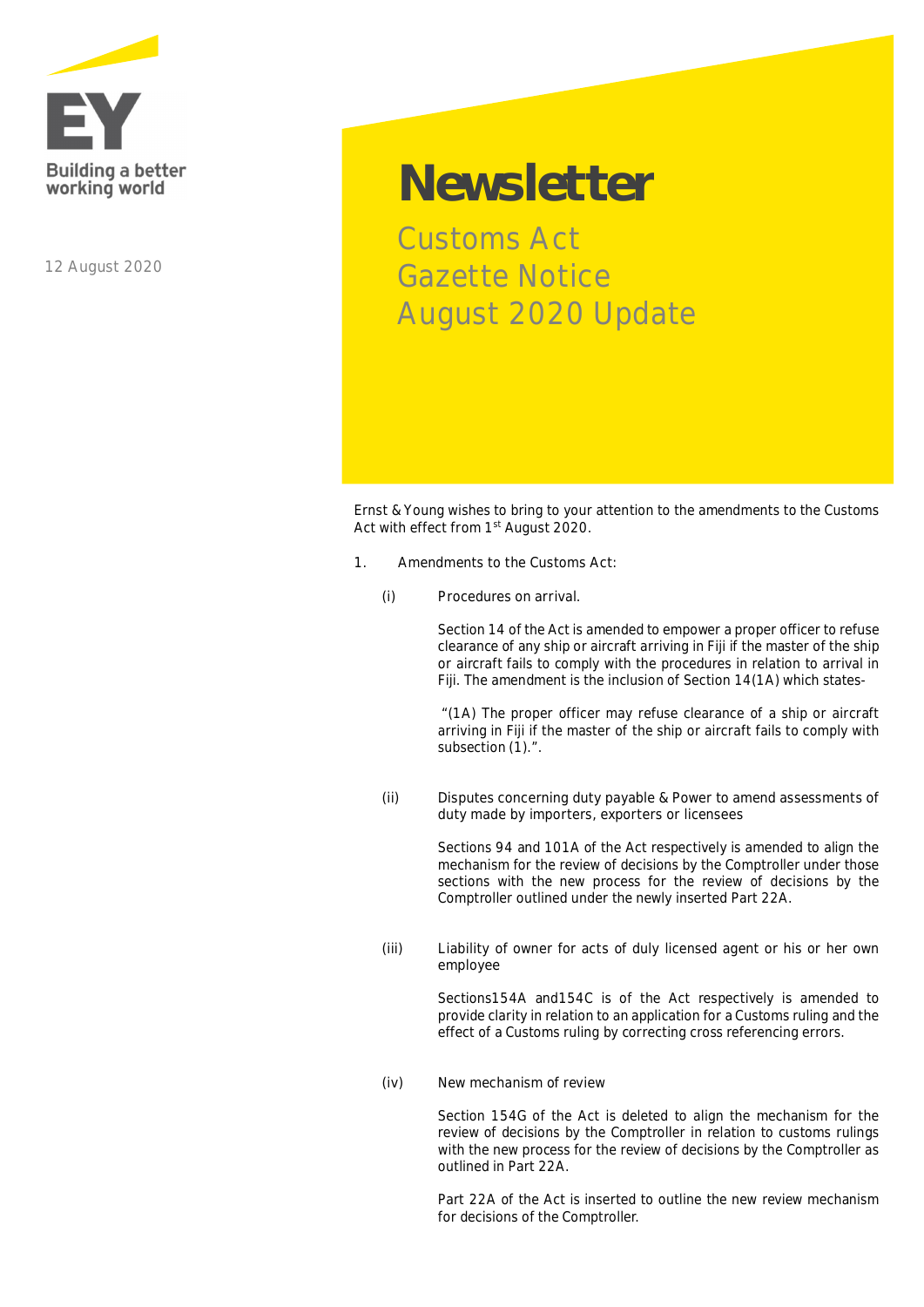EY

Building a better working world

12 August 2020

# Newsletter

## Customs Act
## Gazette Notice
## August 2020 Update

Ernst & Young wishes to bring to your attention to the amendments to the Customs Act with effect from 1st August 2020.

1. Amendments to the Customs Act:

    (i) Procedures on arrival.

    Section 14 of the Act is amended to empower a proper officer to refuse clearance of any ship or aircraft arriving in Fiji if the master of the ship or aircraft fails to comply with the procedures in relation to arrival in Fiji. The amendment is the inclusion of Section 14(1A) which states-

    "(1A) The proper officer may refuse clearance of a ship or aircraft arriving in Fiji if the master of the ship or aircraft fails to comply with subsection (1).".

    (ii) Disputes concerning duty payable & Power to amend assessments of duty made by importers, exporters or licensees

    Sections 94 and 101A of the Act respectively is amended to align the mechanism for the review of decisions by the Comptroller under those sections with the new process for the review of decisions by the Comptroller outlined under the newly inserted Part 22A.

    (iii) Liability of owner for acts of duly licensed agent or his or her own employee

    Sections154A and154C is of the Act respectively is amended to provide clarity in relation to an application for a Customs ruling and the effect of a Customs ruling by correcting cross referencing errors.

    (iv) New mechanism of review

    Section 154G of the Act is deleted to align the mechanism for the review of decisions by the Comptroller in relation to customs rulings with the new process for the review of decisions by the Comptroller as outlined in Part 22A.

    Part 22A of the Act is inserted to outline the new review mechanism for decisions of the Comptroller.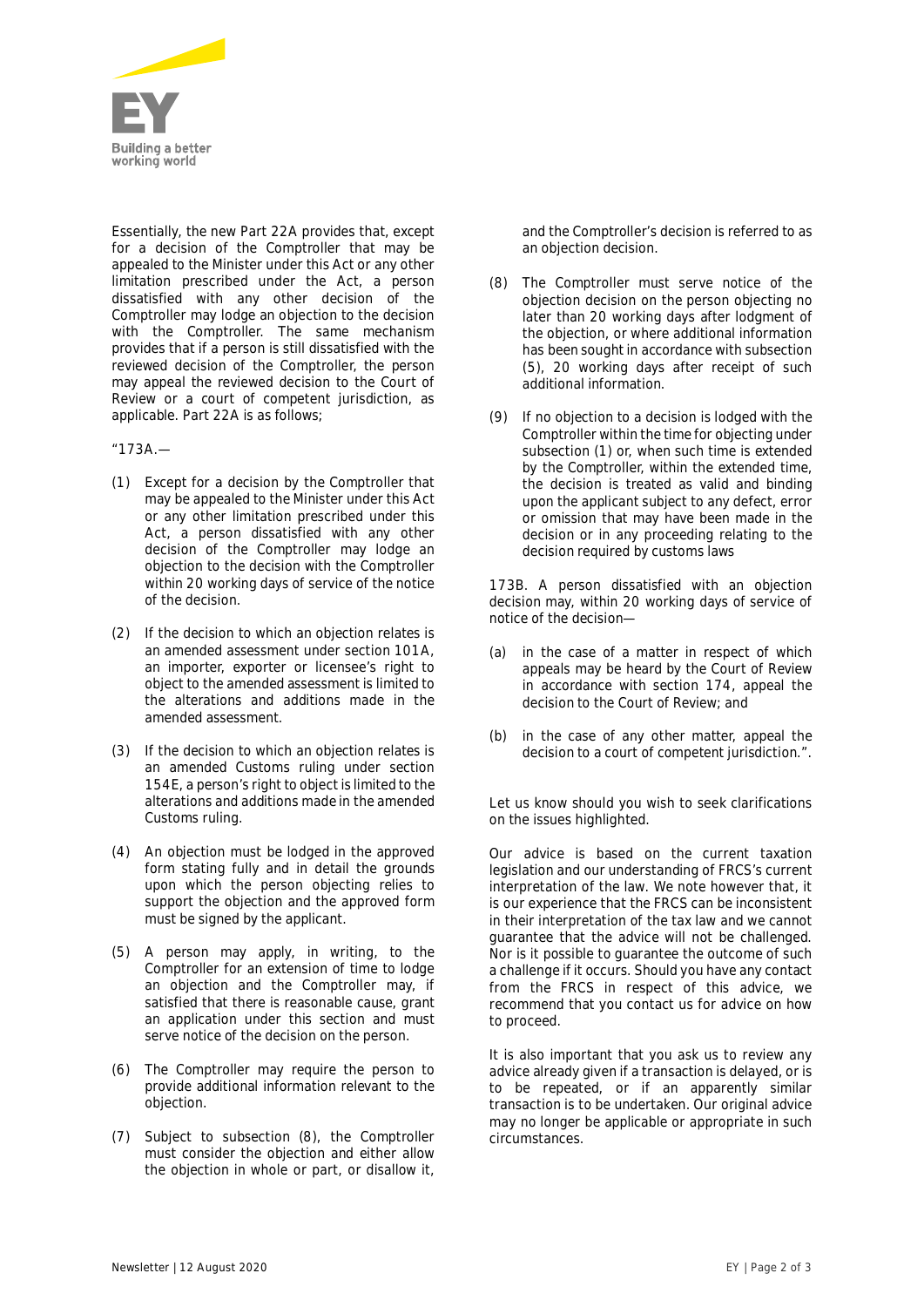Essentially, the new Part 22A provides that, except for a decision of the Comptroller that may be appealed to the Minister under this Act or any other limitation prescribed under the Act, a person dissatisfied with any other decision of the Comptroller may lodge an objection to the decision with the Comptroller. The same mechanism provides that if a person is still dissatisfied with the reviewed decision of the Comptroller, the person may appeal the reviewed decision to the Court of Review or a court of competent jurisdiction, as applicable. Part 22A is as follows;

"173A.—

(1) Except for a decision by the Comptroller that may be appealed to the Minister under this Act or any other limitation prescribed under this Act, a person dissatisfied with any other decision of the Comptroller may lodge an objection to the decision with the Comptroller within 20 working days of service of the notice of the decision.

(2) If the decision to which an objection relates is an amended assessment under section 101A, an importer, exporter or licensee's right to object to the amended assessment is limited to the alterations and additions made in the amended assessment.

(3) If the decision to which an objection relates is an amended Customs ruling under section 154E, a person's right to object is limited to the alterations and additions made in the amended Customs ruling.

(4) An objection must be lodged in the approved form stating fully and in detail the grounds upon which the person objecting relies to support the objection and the approved form must be signed by the applicant.

(5) A person may apply, in writing, to the Comptroller for an extension of time to lodge an objection and the Comptroller may, if satisfied that there is reasonable cause, grant an application under this section and must serve notice of the decision on the person.

(6) The Comptroller may require the person to provide additional information relevant to the objection.

(7) Subject to subsection (8), the Comptroller must consider the objection and either allow the objection in whole or part, or disallow it, and the Comptroller's decision is referred to as an objection decision.

(8) The Comptroller must serve notice of the objection decision on the person objecting no later than 20 working days after lodgment of the objection, or where additional information has been sought in accordance with subsection (5), 20 working days after receipt of such additional information.

(9) If no objection to a decision is lodged with the Comptroller within the time for objecting under subsection (1) or, when such time is extended by the Comptroller, within the extended time, the decision is treated as valid and binding upon the applicant subject to any defect, error or omission that may have been made in the decision or in any proceeding relating to the decision required by customs laws

173B. A person dissatisfied with an objection decision may, within 20 working days of service of notice of the decision—

(a) in the case of a matter in respect of which appeals may be heard by the Court of Review in accordance with section 174, appeal the decision to the Court of Review; and

(b) in the case of any other matter, appeal the decision to a court of competent jurisdiction.".

Let us know should you wish to seek clarifications on the issues highlighted.

Our advice is based on the current taxation legislation and our understanding of FRCS's current interpretation of the law. We note however that, it is our experience that the FRCS can be inconsistent in their interpretation of the tax law and we cannot guarantee that the advice will not be challenged. Nor is it possible to guarantee the outcome of such a challenge if it occurs. Should you have any contact from the FRCS in respect of this advice, we recommend that you contact us for advice on how to proceed.

It is also important that you ask us to review any advice already given if a transaction is delayed, or is to be repeated, or if an apparently similar transaction is to be undertaken. Our original advice may no longer be applicable or appropriate in such circumstances.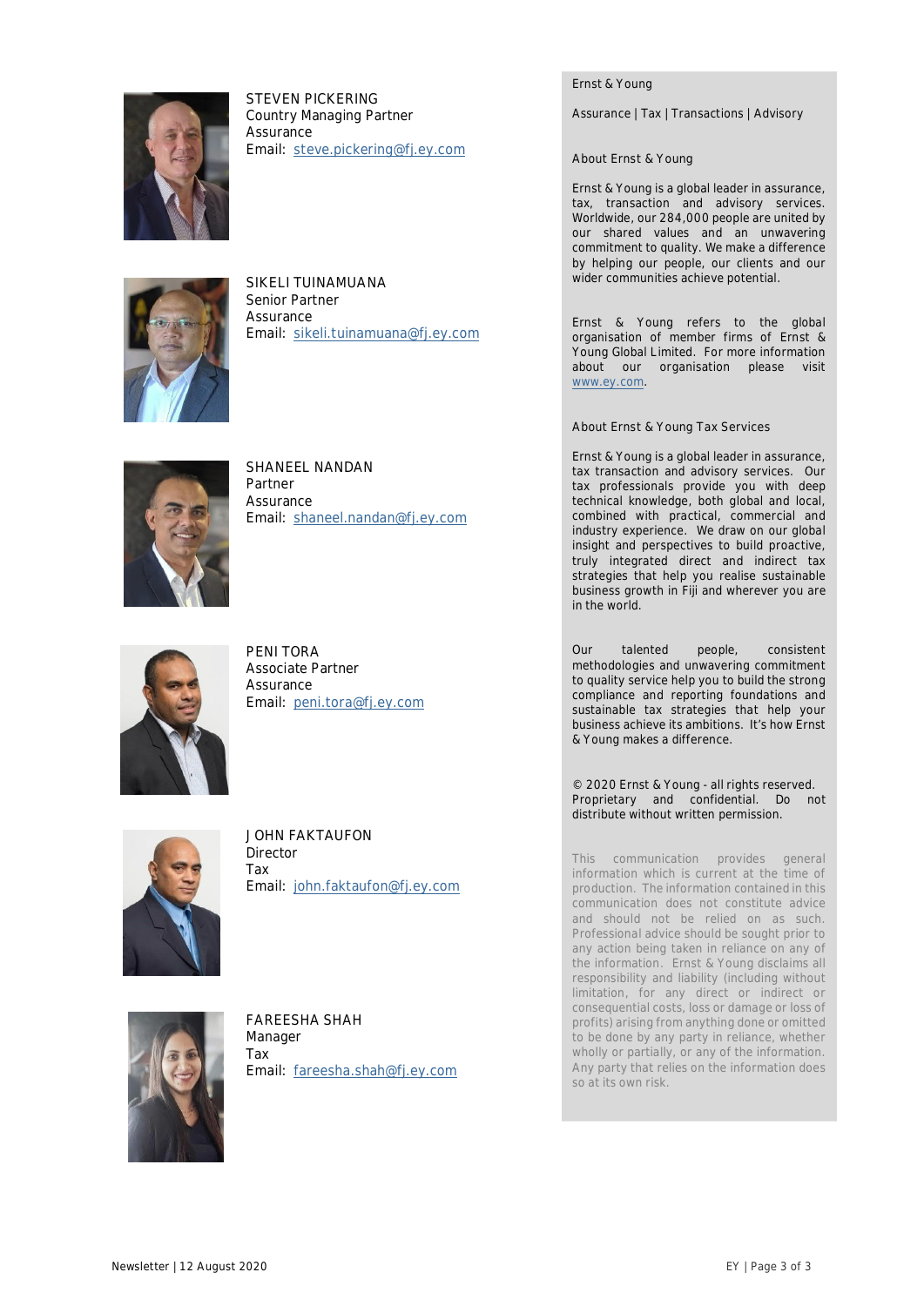STEVEN PICKERING
Country Managing Partner
Assurance
Email: steve.pickering@fj.ey.com

SIKELI TUINAMUANA
Senior Partner
Assurance
Email: sikeli.tuinamuana@fj.ey.com

SHANEEL NANDAN
Partner
Assurance
Email: shaneel.nandan@fj.ey.com

PENI TORA
Associate Partner
Assurance
Email: peni.tora@fj.ey.com

JOHN FAKTAUFON
Director
Tax
Email: john.faktaufon@fj.ey.com

FAREESHA SHAH
Manager
Tax
Email: fareesha.shah@fj.ey.com

Ernst & Young

Assurance | Tax | Transactions | Advisory

### About Ernst & Young

Ernst & Young is a global leader in assurance, tax, transaction and advisory services. Worldwide, our 284,000 people are united by our shared values and an unwavering commitment to quality. We make a difference by helping our people, our clients and our wider communities achieve potential.

Ernst & Young refers to the global organisation of member firms of Ernst & Young Global Limited. For more information about our organisation please visit www.ey.com.

### About Ernst & Young Tax Services

Ernst & Young is a global leader in assurance, tax transaction and advisory services. Our tax professionals provide you with deep technical knowledge, both global and local, combined with practical, commercial and industry experience. We draw on our global insight and perspectives to build proactive, truly integrated direct and indirect tax strategies that help you realise sustainable business growth in Fiji and wherever you are in the world.

Our talented people, consistent methodologies and unwavering commitment to quality service help you to build the strong compliance and reporting foundations and sustainable tax strategies that help your business achieve its ambitions. It's how Ernst & Young makes a difference.

© 2020 Ernst & Young - all rights reserved. Proprietary and confidential. Do not distribute without written permission.

This communication provides general information which is current at the time of production. The information contained in this communication does not constitute advice and should not be relied on as such. Professional advice should be sought prior to any action being taken in reliance on any of the information. Ernst & Young disclaims all responsibility and liability (including without limitation, for any direct or indirect or consequential costs, loss or damage or loss of profits) arising from anything done or omitted to be done by any party in reliance, whether wholly or partially, or any of the information. Any party that relies on the information does so at its own risk.